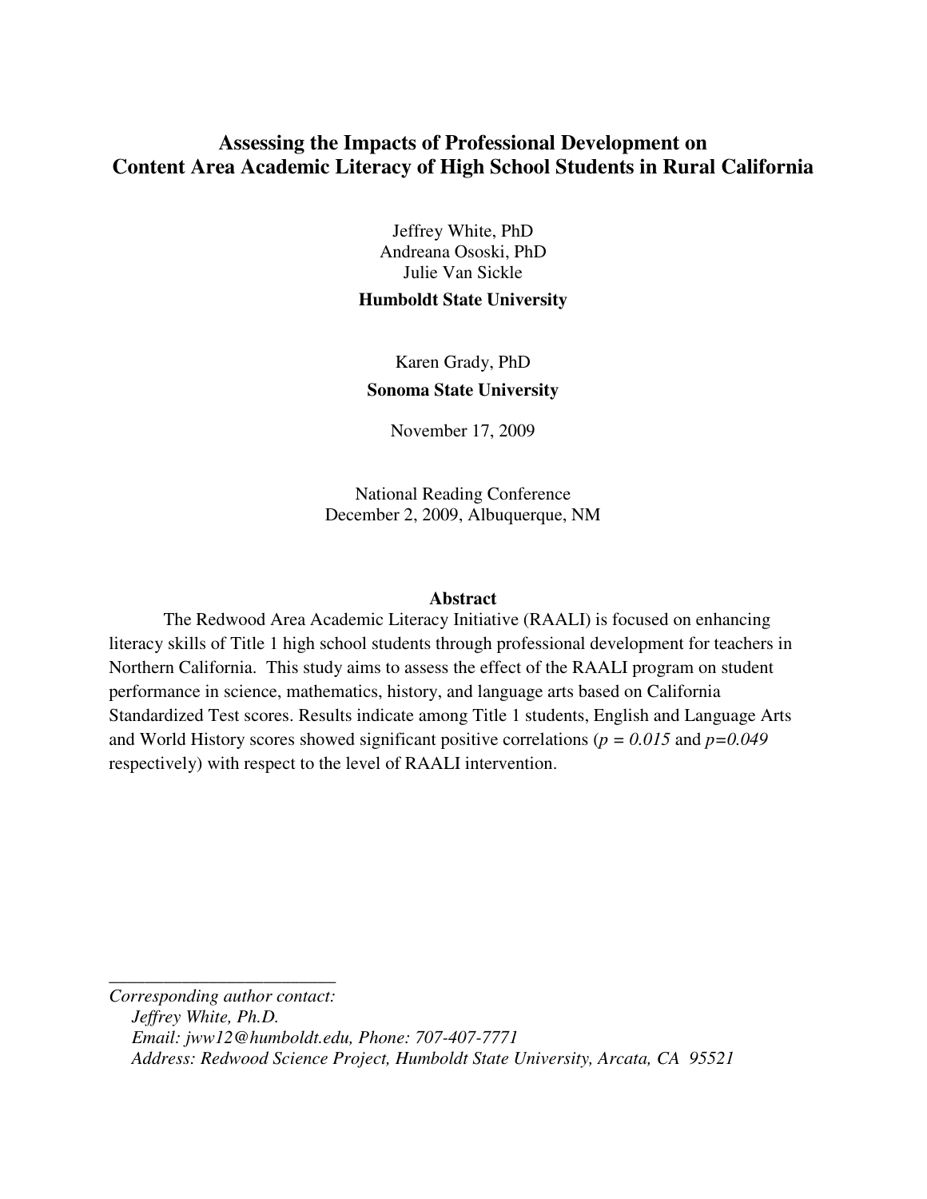# Assessing the Impacts of Professional Development on Content Area Academic Literacy of High School Students in Rural California

Jeffrey White, PhD  
Andreana Ososki, PhD  
Julie Van Sickle

**Humboldt State University**

Karen Grady, PhD

**Sonoma State University**

November 17, 2009

National Reading Conference  
December 2, 2009, Albuquerque, NM

## Abstract

The Redwood Area Academic Literacy Initiative (RAALI) is focused on enhancing literacy skills of Title 1 high school students through professional development for teachers in Northern California. This study aims to assess the effect of the RAALI program on student performance in science, mathematics, history, and language arts based on California Standardized Test scores. Results indicate among Title 1 students, English and Language Arts and World History scores showed significant positive correlations ($p = 0.015$ and $p=0.049$ respectively) with respect to the level of RAALI intervention.

---

*Corresponding author contact:*  
*Jeffrey White, Ph.D.*  
*Email: jww12@humboldt.edu, Phone: 707-407-7771*  
*Address: Redwood Science Project, Humboldt State University, Arcata, CA 95521*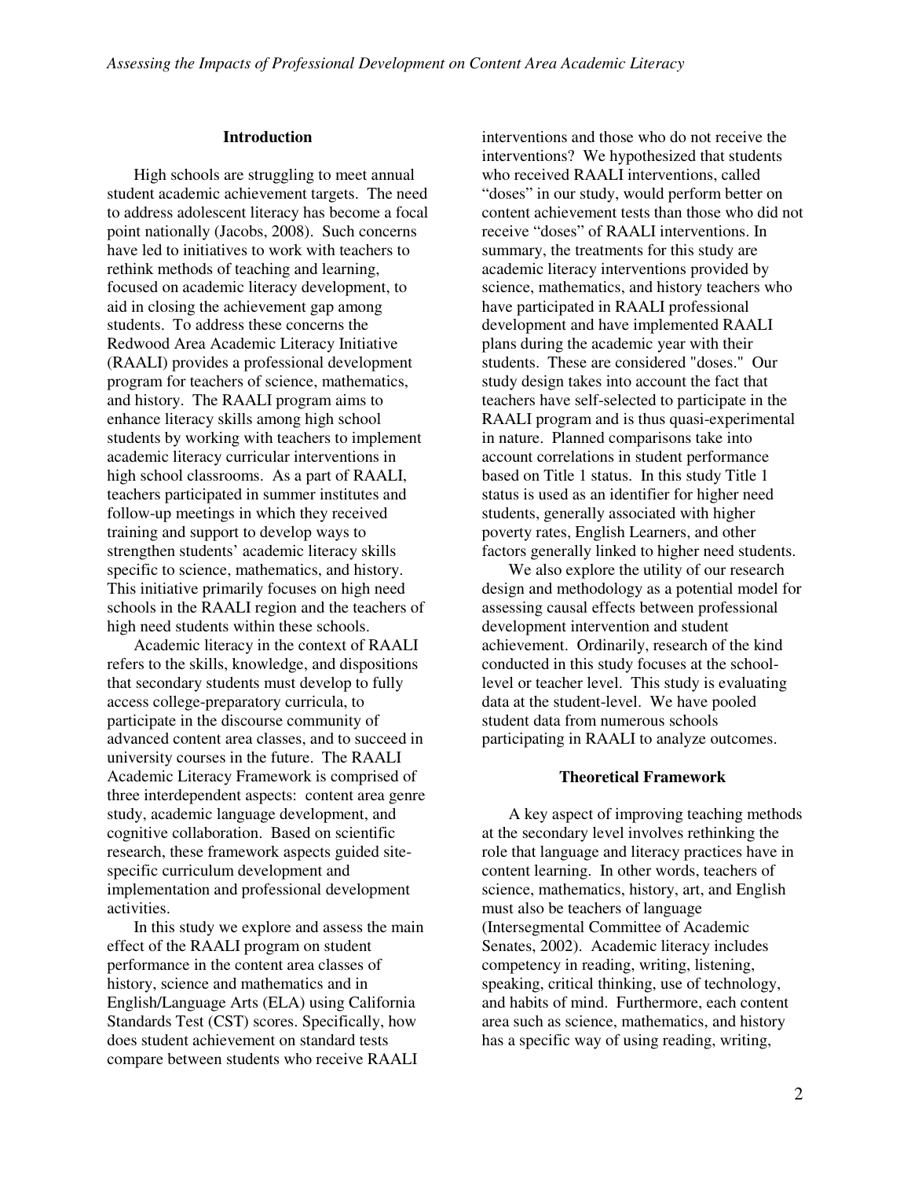## Introduction

High schools are struggling to meet annual student academic achievement targets. The need to address adolescent literacy has become a focal point nationally (Jacobs, 2008). Such concerns have led to initiatives to work with teachers to rethink methods of teaching and learning, focused on academic literacy development, to aid in closing the achievement gap among students. To address these concerns the Redwood Area Academic Literacy Initiative (RAALI) provides a professional development program for teachers of science, mathematics, and history. The RAALI program aims to enhance literacy skills among high school students by working with teachers to implement academic literacy curricular interventions in high school classrooms. As a part of RAALI, teachers participated in summer institutes and follow-up meetings in which they received training and support to develop ways to strengthen students' academic literacy skills specific to science, mathematics, and history. This initiative primarily focuses on high need schools in the RAALI region and the teachers of high need students within these schools.

Academic literacy in the context of RAALI refers to the skills, knowledge, and dispositions that secondary students must develop to fully access college-preparatory curricula, to participate in the discourse community of advanced content area classes, and to succeed in university courses in the future. The RAALI Academic Literacy Framework is comprised of three interdependent aspects: content area genre study, academic language development, and cognitive collaboration. Based on scientific research, these framework aspects guided site-specific curriculum development and implementation and professional development activities.

In this study we explore and assess the main effect of the RAALI program on student performance in the content area classes of history, science and mathematics and in English/Language Arts (ELA) using California Standards Test (CST) scores. Specifically, how does student achievement on standard tests compare between students who receive RAALI interventions and those who do not receive the interventions? We hypothesized that students who received RAALI interventions, called "doses" in our study, would perform better on content achievement tests than those who did not receive "doses" of RAALI interventions. In summary, the treatments for this study are academic literacy interventions provided by science, mathematics, and history teachers who have participated in RAALI professional development and have implemented RAALI plans during the academic year with their students. These are considered "doses." Our study design takes into account the fact that teachers have self-selected to participate in the RAALI program and is thus quasi-experimental in nature. Planned comparisons take into account correlations in student performance based on Title 1 status. In this study Title 1 status is used as an identifier for higher need students, generally associated with higher poverty rates, English Learners, and other factors generally linked to higher need students.

We also explore the utility of our research design and methodology as a potential model for assessing causal effects between professional development intervention and student achievement. Ordinarily, research of the kind conducted in this study focuses at the school-level or teacher level. This study is evaluating data at the student-level. We have pooled student data from numerous schools participating in RAALI to analyze outcomes.

## Theoretical Framework

A key aspect of improving teaching methods at the secondary level involves rethinking the role that language and literacy practices have in content learning. In other words, teachers of science, mathematics, history, art, and English must also be teachers of language (Intersegmental Committee of Academic Senates, 2002). Academic literacy includes competency in reading, writing, listening, speaking, critical thinking, use of technology, and habits of mind. Furthermore, each content area such as science, mathematics, and history has a specific way of using reading, writing,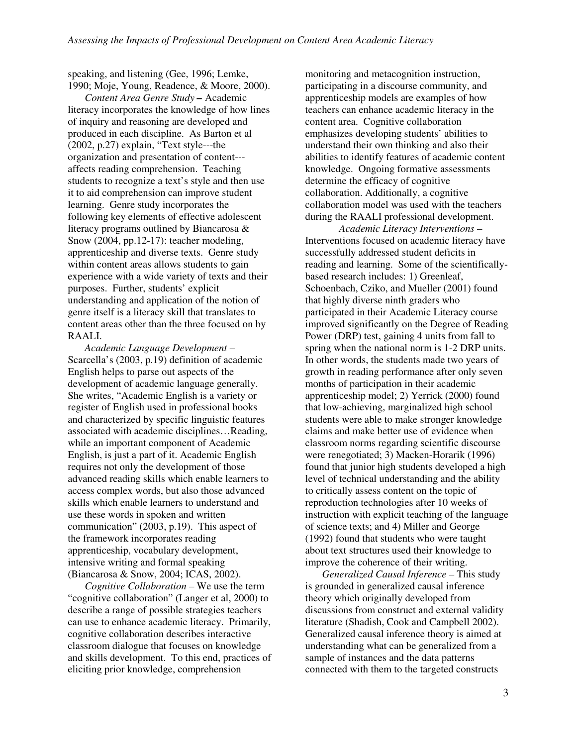speaking, and listening (Gee, 1996; Lemke, 1990; Moje, Young, Readence, & Moore, 2000).

*Content Area Genre Study* **–** Academic literacy incorporates the knowledge of how lines of inquiry and reasoning are developed and produced in each discipline. As Barton et al (2002, p.27) explain, "Text style---the organization and presentation of content---affects reading comprehension. Teaching students to recognize a text's style and then use it to aid comprehension can improve student learning. Genre study incorporates the following key elements of effective adolescent literacy programs outlined by Biancarosa & Snow (2004, pp.12-17): teacher modeling, apprenticeship and diverse texts. Genre study within content areas allows students to gain experience with a wide variety of texts and their purposes. Further, students' explicit understanding and application of the notion of genre itself is a literacy skill that translates to content areas other than the three focused on by RAALI.

*Academic Language Development* – Scarcella's (2003, p.19) definition of academic English helps to parse out aspects of the development of academic language generally. She writes, "Academic English is a variety or register of English used in professional books and characterized by specific linguistic features associated with academic disciplines…Reading, while an important component of Academic English, is just a part of it. Academic English requires not only the development of those advanced reading skills which enable learners to access complex words, but also those advanced skills which enable learners to understand and use these words in spoken and written communication" (2003, p.19). This aspect of the framework incorporates reading apprenticeship, vocabulary development, intensive writing and formal speaking (Biancarosa & Snow, 2004; ICAS, 2002).

*Cognitive Collaboration* – We use the term "cognitive collaboration" (Langer et al, 2000) to describe a range of possible strategies teachers can use to enhance academic literacy. Primarily, cognitive collaboration describes interactive classroom dialogue that focuses on knowledge and skills development. To this end, practices of eliciting prior knowledge, comprehension monitoring and metacognition instruction, participating in a discourse community, and apprenticeship models are examples of how teachers can enhance academic literacy in the content area. Cognitive collaboration emphasizes developing students' abilities to understand their own thinking and also their abilities to identify features of academic content knowledge. Ongoing formative assessments determine the efficacy of cognitive collaboration. Additionally, a cognitive collaboration model was used with the teachers during the RAALI professional development.

*Academic Literacy Interventions* – Interventions focused on academic literacy have successfully addressed student deficits in reading and learning. Some of the scientifically-based research includes: 1) Greenleaf, Schoenbach, Cziko, and Mueller (2001) found that highly diverse ninth graders who participated in their Academic Literacy course improved significantly on the Degree of Reading Power (DRP) test, gaining 4 units from fall to spring when the national norm is 1-2 DRP units. In other words, the students made two years of growth in reading performance after only seven months of participation in their academic apprenticeship model; 2) Yerrick (2000) found that low-achieving, marginalized high school students were able to make stronger knowledge claims and make better use of evidence when classroom norms regarding scientific discourse were renegotiated; 3) Macken-Horarik (1996) found that junior high students developed a high level of technical understanding and the ability to critically assess content on the topic of reproduction technologies after 10 weeks of instruction with explicit teaching of the language of science texts; and 4) Miller and George (1992) found that students who were taught about text structures used their knowledge to improve the coherence of their writing.

*Generalized Causal Inference* – This study is grounded in generalized causal inference theory which originally developed from discussions from construct and external validity literature (Shadish, Cook and Campbell 2002). Generalized causal inference theory is aimed at understanding what can be generalized from a sample of instances and the data patterns connected with them to the targeted constructs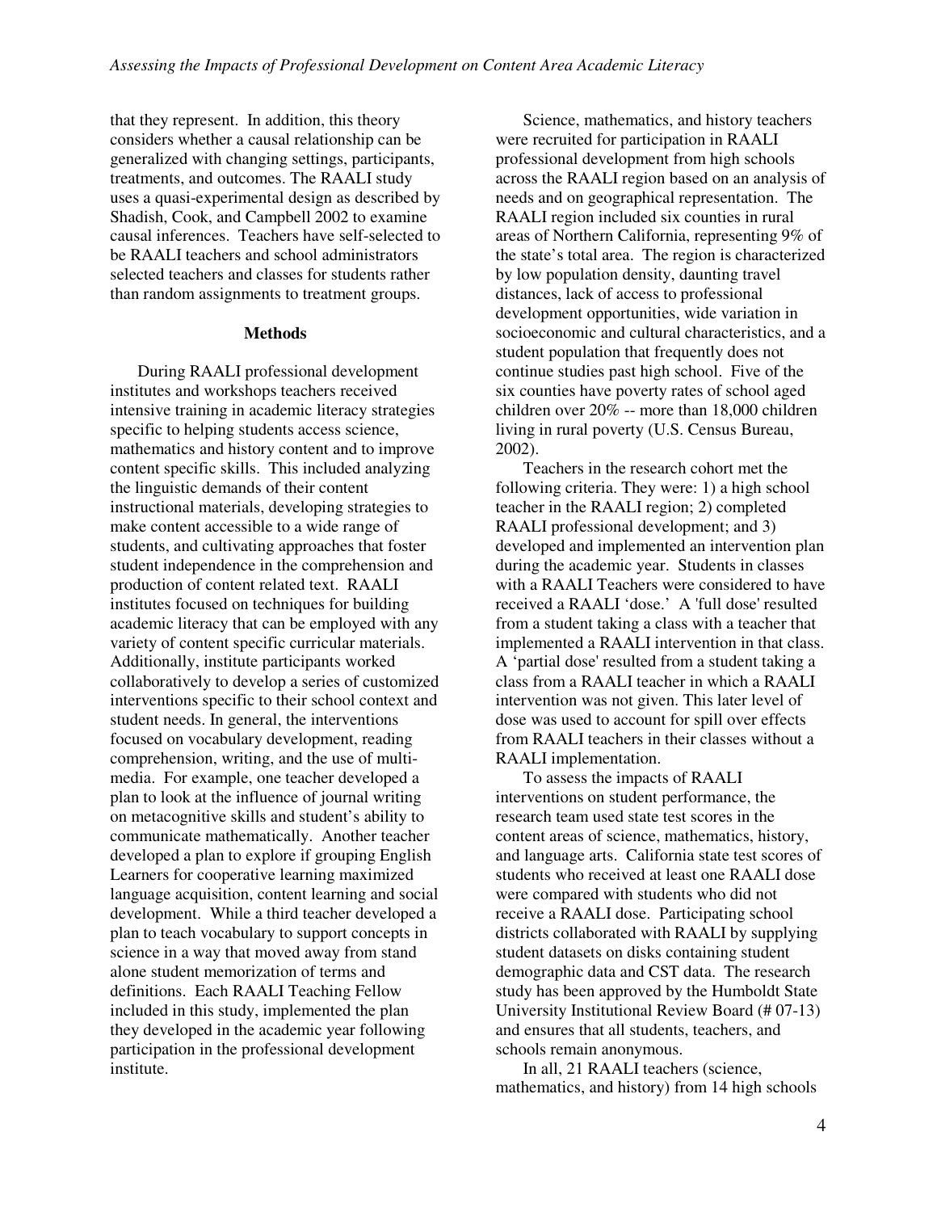that they represent. In addition, this theory considers whether a causal relationship can be generalized with changing settings, participants, treatments, and outcomes. The RAALI study uses a quasi-experimental design as described by Shadish, Cook, and Campbell 2002 to examine causal inferences. Teachers have self-selected to be RAALI teachers and school administrators selected teachers and classes for students rather than random assignments to treatment groups.

## Methods

During RAALI professional development institutes and workshops teachers received intensive training in academic literacy strategies specific to helping students access science, mathematics and history content and to improve content specific skills. This included analyzing the linguistic demands of their content instructional materials, developing strategies to make content accessible to a wide range of students, and cultivating approaches that foster student independence in the comprehension and production of content related text. RAALI institutes focused on techniques for building academic literacy that can be employed with any variety of content specific curricular materials. Additionally, institute participants worked collaboratively to develop a series of customized interventions specific to their school context and student needs. In general, the interventions focused on vocabulary development, reading comprehension, writing, and the use of multi-media. For example, one teacher developed a plan to look at the influence of journal writing on metacognitive skills and student's ability to communicate mathematically. Another teacher developed a plan to explore if grouping English Learners for cooperative learning maximized language acquisition, content learning and social development. While a third teacher developed a plan to teach vocabulary to support concepts in science in a way that moved away from stand alone student memorization of terms and definitions. Each RAALI Teaching Fellow included in this study, implemented the plan they developed in the academic year following participation in the professional development institute.

Science, mathematics, and history teachers were recruited for participation in RAALI professional development from high schools across the RAALI region based on an analysis of needs and on geographical representation. The RAALI region included six counties in rural areas of Northern California, representing 9% of the state's total area. The region is characterized by low population density, daunting travel distances, lack of access to professional development opportunities, wide variation in socioeconomic and cultural characteristics, and a student population that frequently does not continue studies past high school. Five of the six counties have poverty rates of school aged children over 20% -- more than 18,000 children living in rural poverty (U.S. Census Bureau, 2002).

Teachers in the research cohort met the following criteria. They were: 1) a high school teacher in the RAALI region; 2) completed RAALI professional development; and 3) developed and implemented an intervention plan during the academic year. Students in classes with a RAALI Teachers were considered to have received a RAALI 'dose.' A 'full dose' resulted from a student taking a class with a teacher that implemented a RAALI intervention in that class. A 'partial dose' resulted from a student taking a class from a RAALI teacher in which a RAALI intervention was not given. This later level of dose was used to account for spill over effects from RAALI teachers in their classes without a RAALI implementation.

To assess the impacts of RAALI interventions on student performance, the research team used state test scores in the content areas of science, mathematics, history, and language arts. California state test scores of students who received at least one RAALI dose were compared with students who did not receive a RAALI dose. Participating school districts collaborated with RAALI by supplying student datasets on disks containing student demographic data and CST data. The research study has been approved by the Humboldt State University Institutional Review Board (# 07-13) and ensures that all students, teachers, and schools remain anonymous.

In all, 21 RAALI teachers (science, mathematics, and history) from 14 high schools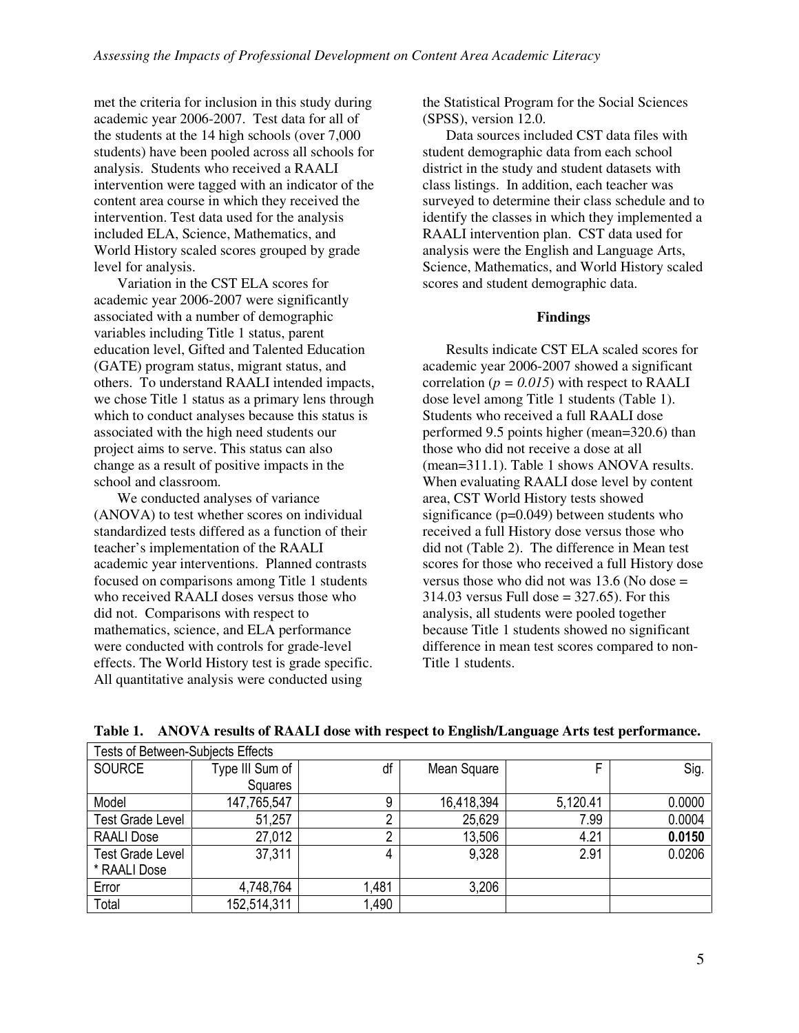met the criteria for inclusion in this study during academic year 2006-2007. Test data for all of the students at the 14 high schools (over 7,000 students) have been pooled across all schools for analysis. Students who received a RAALI intervention were tagged with an indicator of the content area course in which they received the intervention. Test data used for the analysis included ELA, Science, Mathematics, and World History scaled scores grouped by grade level for analysis.

Variation in the CST ELA scores for academic year 2006-2007 were significantly associated with a number of demographic variables including Title 1 status, parent education level, Gifted and Talented Education (GATE) program status, migrant status, and others. To understand RAALI intended impacts, we chose Title 1 status as a primary lens through which to conduct analyses because this status is associated with the high need students our project aims to serve. This status can also change as a result of positive impacts in the school and classroom.

We conducted analyses of variance (ANOVA) to test whether scores on individual standardized tests differed as a function of their teacher's implementation of the RAALI academic year interventions. Planned contrasts focused on comparisons among Title 1 students who received RAALI doses versus those who did not. Comparisons with respect to mathematics, science, and ELA performance were conducted with controls for grade-level effects. The World History test is grade specific. All quantitative analysis were conducted using the Statistical Program for the Social Sciences (SPSS), version 12.0.

Data sources included CST data files with student demographic data from each school district in the study and student datasets with class listings. In addition, each teacher was surveyed to determine their class schedule and to identify the classes in which they implemented a RAALI intervention plan. CST data used for analysis were the English and Language Arts, Science, Mathematics, and World History scaled scores and student demographic data.

## Findings

Results indicate CST ELA scaled scores for academic year 2006-2007 showed a significant correlation (*p = 0.015*) with respect to RAALI dose level among Title 1 students (Table 1). Students who received a full RAALI dose performed 9.5 points higher (mean=320.6) than those who did not receive a dose at all (mean=311.1). Table 1 shows ANOVA results. When evaluating RAALI dose level by content area, CST World History tests showed significance (p=0.049) between students who received a full History dose versus those who did not (Table 2). The difference in Mean test scores for those who received a full History dose versus those who did not was 13.6 (No dose = 314.03 versus Full dose = 327.65). For this analysis, all students were pooled together because Title 1 students showed no significant difference in mean test scores compared to non-Title 1 students.

**Table 1. ANOVA results of RAALI dose with respect to English/Language Arts test performance.**

| Tests of Between-Subjects Effects | | | | | |
|---|---|---|---|---|---|
| SOURCE | Type III Sum of Squares | df | Mean Square | F | Sig. |
| Model | 147,765,547 | 9 | 16,418,394 | 5,120.41 | 0.0000 |
| Test Grade Level | 51,257 | 2 | 25,629 | 7.99 | 0.0004 |
| RAALI Dose | 27,012 | 2 | 13,506 | 4.21 | **0.0150** |
| Test Grade Level * RAALI Dose | 37,311 | 4 | 9,328 | 2.91 | 0.0206 |
| Error | 4,748,764 | 1,481 | 3,206 | | |
| Total | 152,514,311 | 1,490 | | | |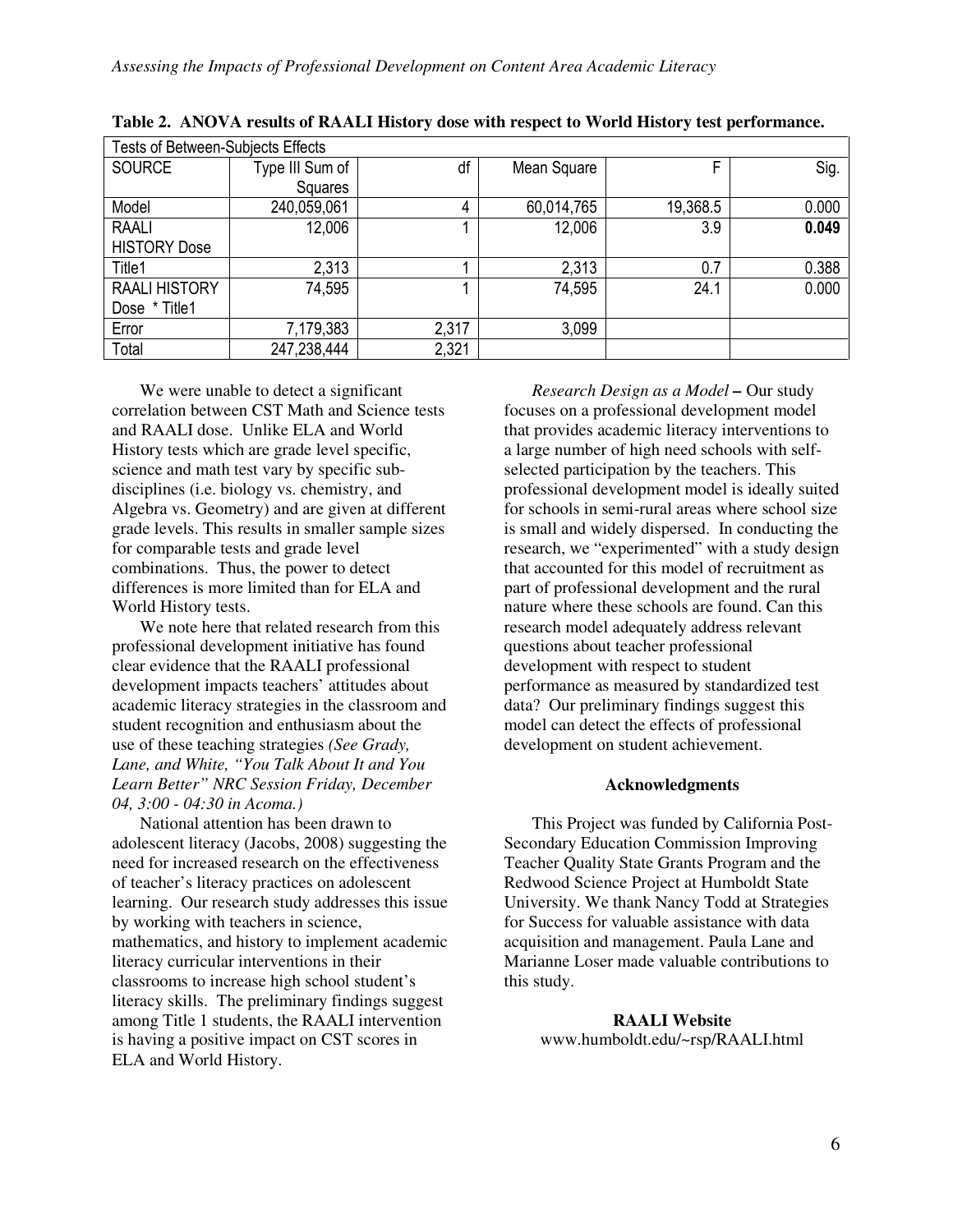**Table 2. ANOVA results of RAALI History dose with respect to World History test performance.**

| Tests of Between-Subjects Effects | | | | | |
|---|---|---|---|---|---|
| SOURCE | Type III Sum of Squares | df | Mean Square | F | Sig. |
| Model | 240,059,061 | 4 | 60,014,765 | 19,368.5 | 0.000 |
| RAALI HISTORY Dose | 12,006 | 1 | 12,006 | 3.9 | **0.049** |
| Title1 | 2,313 | 1 | 2,313 | 0.7 | 0.388 |
| RAALI HISTORY Dose * Title1 | 74,595 | 1 | 74,595 | 24.1 | 0.000 |
| Error | 7,179,383 | 2,317 | 3,099 | | |
| Total | 247,238,444 | 2,321 | | | |

We were unable to detect a significant correlation between CST Math and Science tests and RAALI dose. Unlike ELA and World History tests which are grade level specific, science and math test vary by specific sub-disciplines (i.e. biology vs. chemistry, and Algebra vs. Geometry) and are given at different grade levels. This results in smaller sample sizes for comparable tests and grade level combinations. Thus, the power to detect differences is more limited than for ELA and World History tests.

We note here that related research from this professional development initiative has found clear evidence that the RAALI professional development impacts teachers' attitudes about academic literacy strategies in the classroom and student recognition and enthusiasm about the use of these teaching strategies *(See Grady, Lane, and White, "You Talk About It and You Learn Better" NRC Session Friday, December 04, 3:00 - 04:30 in Acoma.)*

National attention has been drawn to adolescent literacy (Jacobs, 2008) suggesting the need for increased research on the effectiveness of teacher's literacy practices on adolescent learning. Our research study addresses this issue by working with teachers in science, mathematics, and history to implement academic literacy curricular interventions in their classrooms to increase high school student's literacy skills. The preliminary findings suggest among Title 1 students, the RAALI intervention is having a positive impact on CST scores in ELA and World History.

*Research Design as a Model* **–** Our study focuses on a professional development model that provides academic literacy interventions to a large number of high need schools with self-selected participation by the teachers. This professional development model is ideally suited for schools in semi-rural areas where school size is small and widely dispersed. In conducting the research, we "experimented" with a study design that accounted for this model of recruitment as part of professional development and the rural nature where these schools are found. Can this research model adequately address relevant questions about teacher professional development with respect to student performance as measured by standardized test data? Our preliminary findings suggest this model can detect the effects of professional development on student achievement.

## Acknowledgments

This Project was funded by California Post-Secondary Education Commission Improving Teacher Quality State Grants Program and the Redwood Science Project at Humboldt State University. We thank Nancy Todd at Strategies for Success for valuable assistance with data acquisition and management. Paula Lane and Marianne Loser made valuable contributions to this study.

## RAALI Website

www.humboldt.edu/~rsp/RAALI.html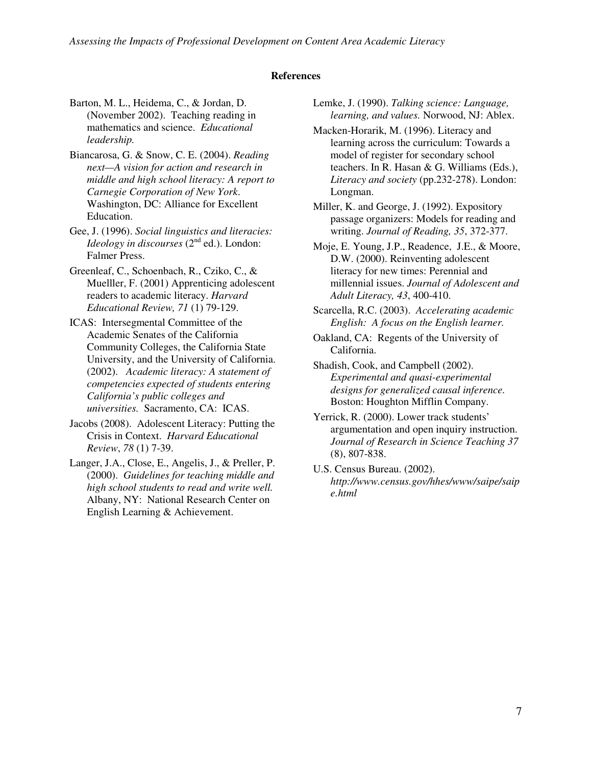## References

Barton, M. L., Heidema, C., & Jordan, D. (November 2002). Teaching reading in mathematics and science. *Educational leadership.*

Biancarosa, G. & Snow, C. E. (2004). *Reading next—A vision for action and research in middle and high school literacy: A report to Carnegie Corporation of New York*. Washington, DC: Alliance for Excellent Education.

Gee, J. (1996). *Social linguistics and literacies: Ideology in discourses* (2nd ed.). London: Falmer Press.

Greenleaf, C., Schoenbach, R., Cziko, C., & Muelller, F. (2001) Apprenticing adolescent readers to academic literacy. *Harvard Educational Review, 71* (1) 79-129.

ICAS: Intersegmental Committee of the Academic Senates of the California Community Colleges, the California State University, and the University of California. (2002). *Academic literacy: A statement of competencies expected of students entering California's public colleges and universities.* Sacramento, CA: ICAS.

Jacobs (2008). Adolescent Literacy: Putting the Crisis in Context. *Harvard Educational Review*, *78* (1) 7-39.

Langer, J.A., Close, E., Angelis, J., & Preller, P. (2000). *Guidelines for teaching middle and high school students to read and write well.* Albany, NY: National Research Center on English Learning & Achievement.

Lemke, J. (1990). *Talking science: Language, learning, and values.* Norwood, NJ: Ablex.

Macken-Horarik, M. (1996). Literacy and learning across the curriculum: Towards a model of register for secondary school teachers. In R. Hasan & G. Williams (Eds.), *Literacy and society* (pp.232-278). London: Longman.

Miller, K. and George, J. (1992). Expository passage organizers: Models for reading and writing. *Journal of Reading, 35*, 372-377.

Moje, E. Young, J.P., Readence, J.E., & Moore, D.W. (2000). Reinventing adolescent literacy for new times: Perennial and millennial issues. *Journal of Adolescent and Adult Literacy, 43*, 400-410.

Scarcella, R.C. (2003). *Accelerating academic English: A focus on the English learner.*

Oakland, CA: Regents of the University of California.

Shadish, Cook, and Campbell (2002). *Experimental and quasi-experimental designs for generalized causal inference.* Boston: Houghton Mifflin Company.

Yerrick, R. (2000). Lower track students' argumentation and open inquiry instruction. *Journal of Research in Science Teaching 37* (8), 807-838.

U.S. Census Bureau. (2002). *http://www.census.gov/hhes/www/saipe/saipe.html*